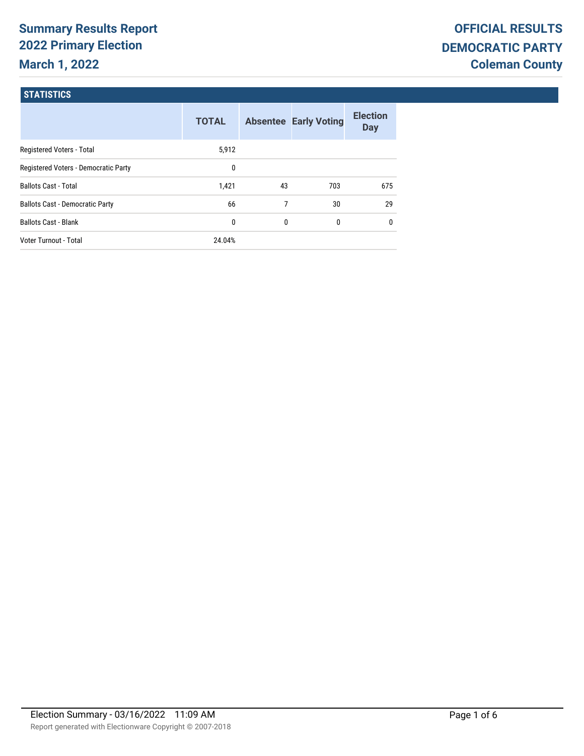# Summary Results Report
## 2022 Primary Election
## March 1, 2022

**OFFICIAL RESULTS**
**DEMOCRATIC PARTY**
**Coleman County**

### STATISTICS

| | TOTAL | Absentee | Early Voting | Election Day |
|---|---|---|---|---|
| Registered Voters - Total | 5,912 | | | |
| Registered Voters - Democratic Party | 0 | | | |
| Ballots Cast - Total | 1,421 | 43 | 703 | 675 |
| Ballots Cast - Democratic Party | 66 | 7 | 30 | 29 |
| Ballots Cast - Blank | 0 | 0 | 0 | 0 |
| Voter Turnout - Total | 24.04% | | | |

Election Summary - 03/16/2022 11:09 AM

Report generated with Electionware Copyright © 2007-2018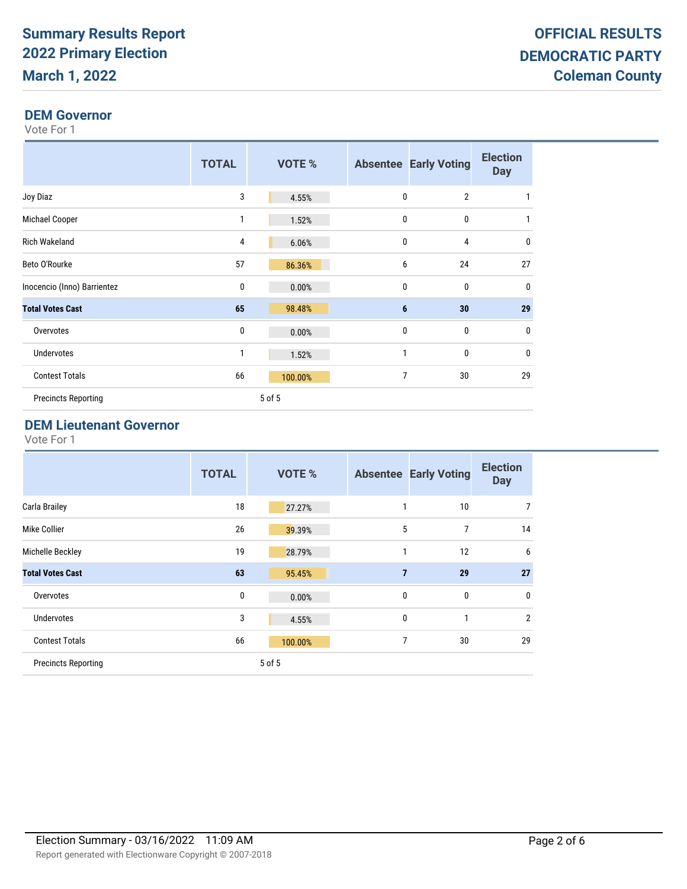# Summary Results Report
# 2022 Primary Election
# March 1, 2022

**OFFICIAL RESULTS**
**DEMOCRATIC PARTY**
**Coleman County**

## DEM Governor

Vote For 1

| | TOTAL | VOTE % | Absentee | Early Voting | Election Day |
|---|---|---|---|---|---|
| Joy Diaz | 3 | 4.55% | 0 | 2 | 1 |
| Michael Cooper | 1 | 1.52% | 0 | 0 | 1 |
| Rich Wakeland | 4 | 6.06% | 0 | 4 | 0 |
| Beto O'Rourke | 57 | 86.36% | 6 | 24 | 27 |
| Inocencio (Inno) Barrientez | 0 | 0.00% | 0 | 0 | 0 |
| **Total Votes Cast** | **65** | **98.48%** | **6** | **30** | **29** |
| Overvotes | 0 | 0.00% | 0 | 0 | 0 |
| Undervotes | 1 | 1.52% | 1 | 0 | 0 |
| Contest Totals | 66 | 100.00% | 7 | 30 | 29 |
| Precincts Reporting | | 5 of 5 | | | |

## DEM Lieutenant Governor

Vote For 1

| | TOTAL | VOTE % | Absentee | Early Voting | Election Day |
|---|---|---|---|---|---|
| Carla Brailey | 18 | 27.27% | 1 | 10 | 7 |
| Mike Collier | 26 | 39.39% | 5 | 7 | 14 |
| Michelle Beckley | 19 | 28.79% | 1 | 12 | 6 |
| **Total Votes Cast** | **63** | **95.45%** | **7** | **29** | **27** |
| Overvotes | 0 | 0.00% | 0 | 0 | 0 |
| Undervotes | 3 | 4.55% | 0 | 1 | 2 |
| Contest Totals | 66 | 100.00% | 7 | 30 | 29 |
| Precincts Reporting | | 5 of 5 | | | |

Election Summary - 03/16/2022 11:09 AM

Report generated with Electionware Copyright © 2007-2018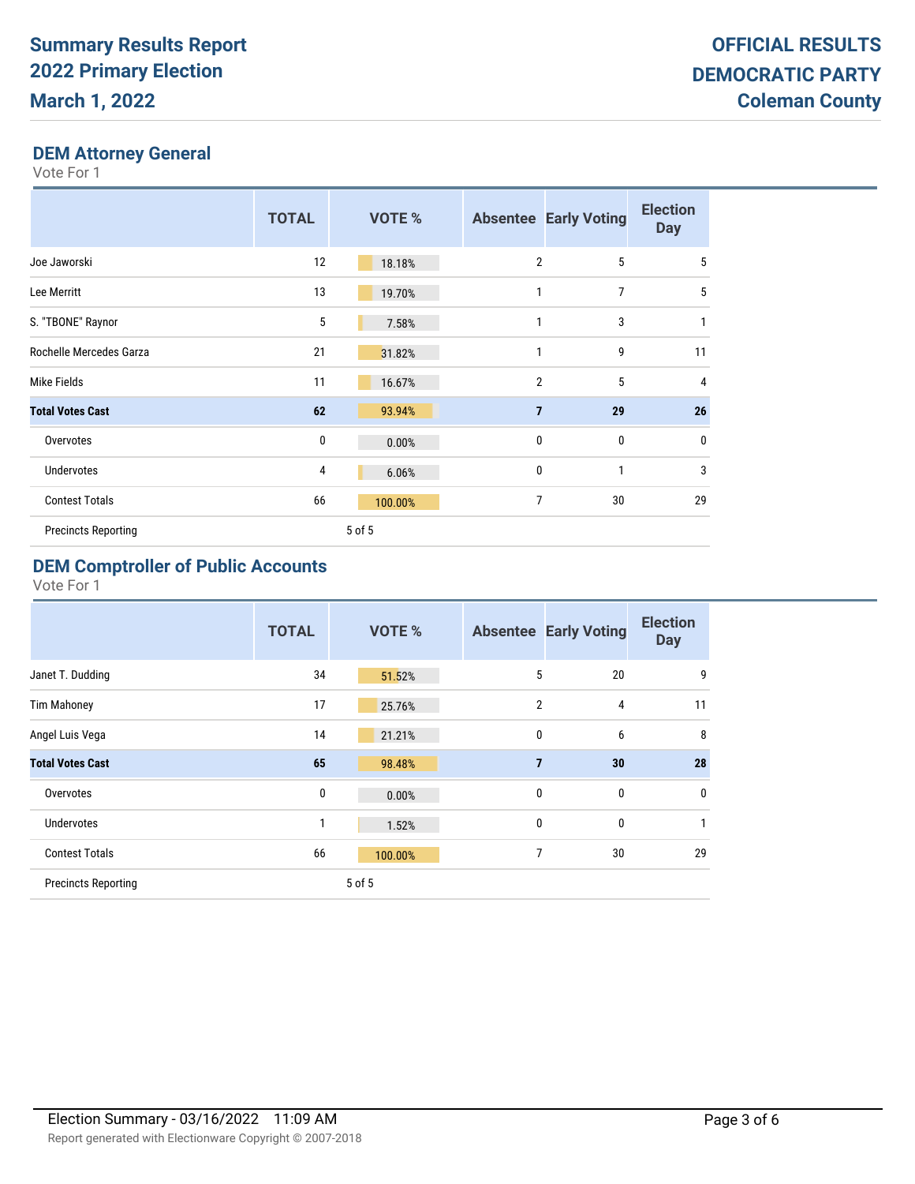**Summary Results Report**
**2022 Primary Election**
**March 1, 2022**

**OFFICIAL RESULTS**
**DEMOCRATIC PARTY**
**Coleman County**

## DEM Attorney General

Vote For 1

| | TOTAL | VOTE % | Absentee | Early Voting | Election Day |
|---|---|---|---|---|---|
| Joe Jaworski | 12 | 18.18% | 2 | 5 | 5 |
| Lee Merritt | 13 | 19.70% | 1 | 7 | 5 |
| S. "TBONE" Raynor | 5 | 7.58% | 1 | 3 | 1 |
| Rochelle Mercedes Garza | 21 | 31.82% | 1 | 9 | 11 |
| Mike Fields | 11 | 16.67% | 2 | 5 | 4 |
| **Total Votes Cast** | **62** | **93.94%** | **7** | **29** | **26** |
| Overvotes | 0 | 0.00% | 0 | 0 | 0 |
| Undervotes | 4 | 6.06% | 0 | 1 | 3 |
| Contest Totals | 66 | 100.00% | 7 | 30 | 29 |
| Precincts Reporting | | 5 of 5 | | | |

## DEM Comptroller of Public Accounts

Vote For 1

| | TOTAL | VOTE % | Absentee | Early Voting | Election Day |
|---|---|---|---|---|---|
| Janet T. Dudding | 34 | 51.52% | 5 | 20 | 9 |
| Tim Mahoney | 17 | 25.76% | 2 | 4 | 11 |
| Angel Luis Vega | 14 | 21.21% | 0 | 6 | 8 |
| **Total Votes Cast** | **65** | **98.48%** | **7** | **30** | **28** |
| Overvotes | 0 | 0.00% | 0 | 0 | 0 |
| Undervotes | 1 | 1.52% | 0 | 0 | 1 |
| Contest Totals | 66 | 100.00% | 7 | 30 | 29 |
| Precincts Reporting | | 5 of 5 | | | |

Election Summary - 03/16/2022 11:09 AM

Report generated with Electionware Copyright © 2007-2018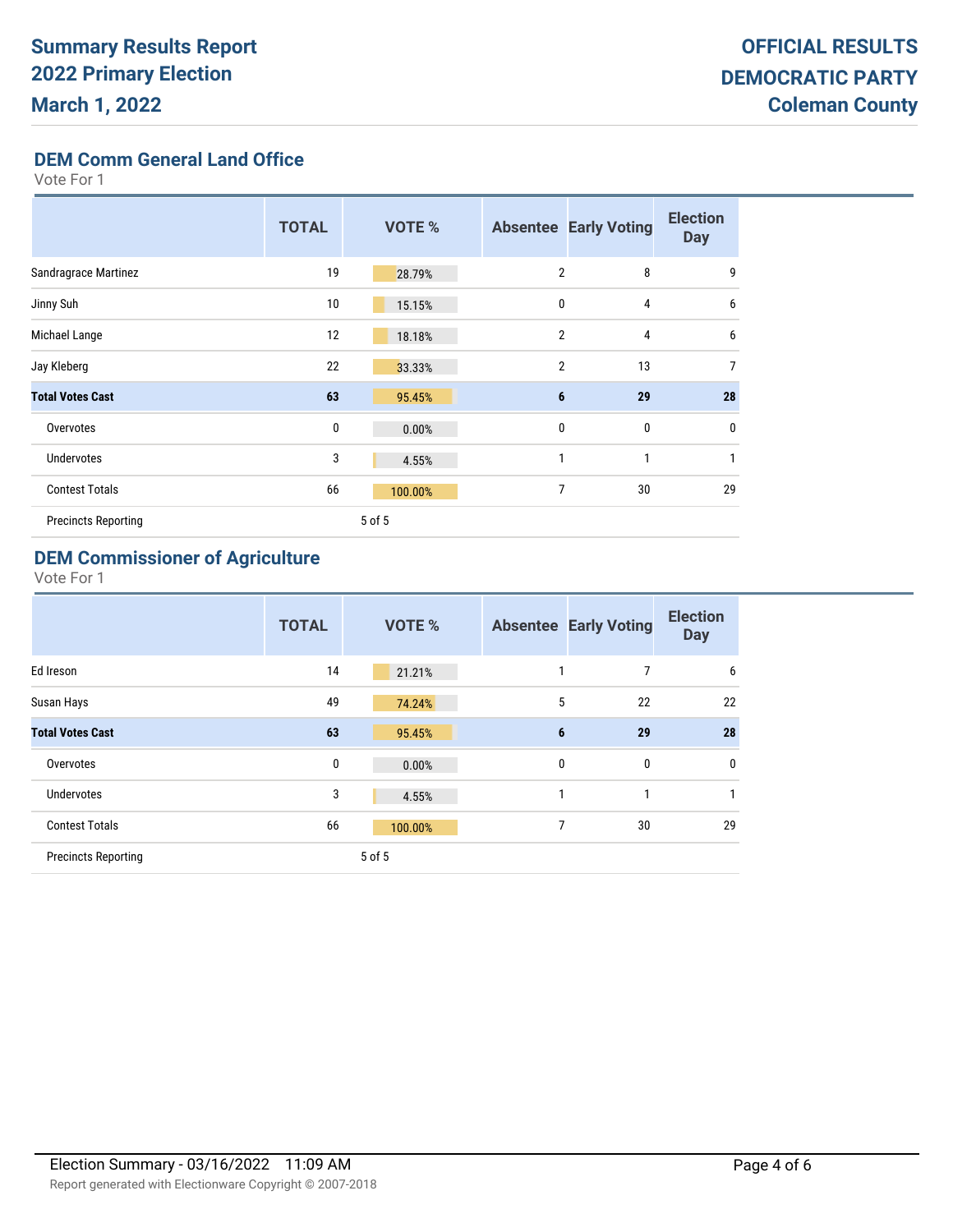**Summary Results Report**
**2022 Primary Election**
**March 1, 2022**

**OFFICIAL RESULTS**
**DEMOCRATIC PARTY**
**Coleman County**

## DEM Comm General Land Office

Vote For 1

| | TOTAL | VOTE % | Absentee | Early Voting | Election Day |
|---|---|---|---|---|---|
| Sandragrace Martinez | 19 | 28.79% | 2 | 8 | 9 |
| Jinny Suh | 10 | 15.15% | 0 | 4 | 6 |
| Michael Lange | 12 | 18.18% | 2 | 4 | 6 |
| Jay Kleberg | 22 | 33.33% | 2 | 13 | 7 |
| **Total Votes Cast** | **63** | **95.45%** | **6** | **29** | **28** |
| Overvotes | 0 | 0.00% | 0 | 0 | 0 |
| Undervotes | 3 | 4.55% | 1 | 1 | 1 |
| Contest Totals | 66 | 100.00% | 7 | 30 | 29 |
| Precincts Reporting | | 5 of 5 | | | |

## DEM Commissioner of Agriculture

Vote For 1

| | TOTAL | VOTE % | Absentee | Early Voting | Election Day |
|---|---|---|---|---|---|
| Ed Ireson | 14 | 21.21% | 1 | 7 | 6 |
| Susan Hays | 49 | 74.24% | 5 | 22 | 22 |
| **Total Votes Cast** | **63** | **95.45%** | **6** | **29** | **28** |
| Overvotes | 0 | 0.00% | 0 | 0 | 0 |
| Undervotes | 3 | 4.55% | 1 | 1 | 1 |
| Contest Totals | 66 | 100.00% | 7 | 30 | 29 |
| Precincts Reporting | | 5 of 5 | | | |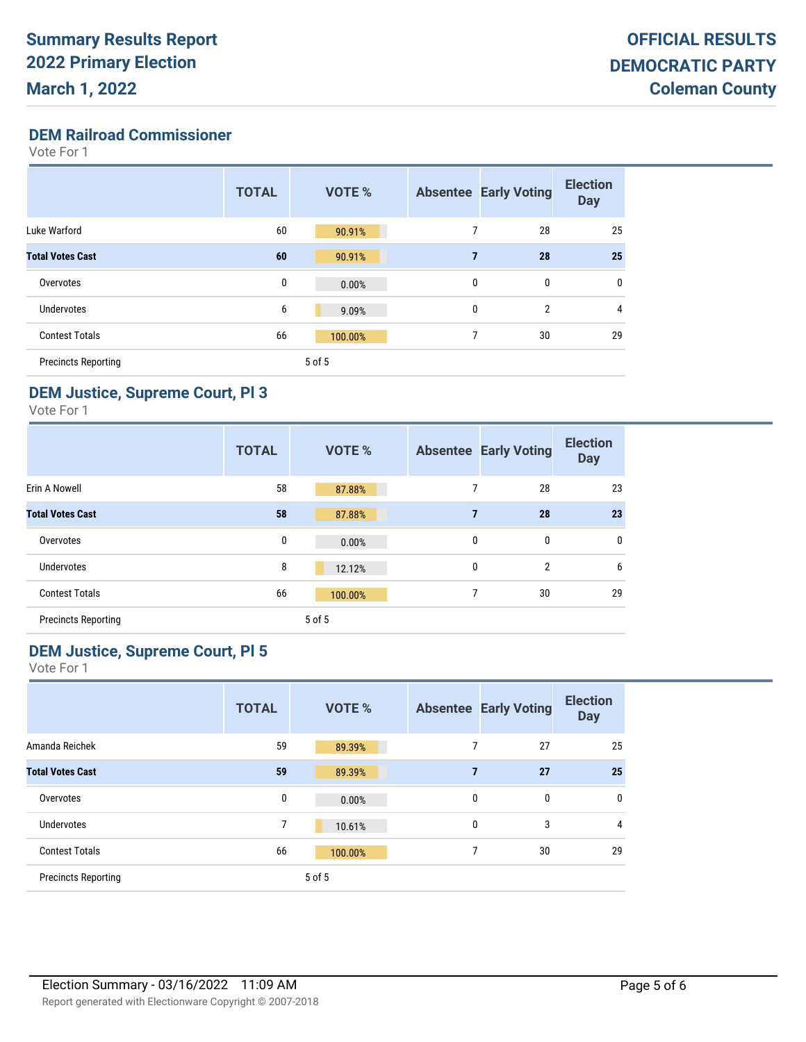# Summary Results Report
# 2022 Primary Election
# March 1, 2022

**OFFICIAL RESULTS**
**DEMOCRATIC PARTY**
**Coleman County**

## DEM Railroad Commissioner

Vote For 1

| | TOTAL | VOTE % | Absentee | Early Voting | Election Day |
|---|---|---|---|---|---|
| Luke Warford | 60 | 90.91% | 7 | 28 | 25 |
| **Total Votes Cast** | **60** | **90.91%** | **7** | **28** | **25** |
| Overvotes | 0 | 0.00% | 0 | 0 | 0 |
| Undervotes | 6 | 9.09% | 0 | 2 | 4 |
| Contest Totals | 66 | 100.00% | 7 | 30 | 29 |
| Precincts Reporting | 5 of 5 | | | | |

## DEM Justice, Supreme Court, Pl 3

Vote For 1

| | TOTAL | VOTE % | Absentee | Early Voting | Election Day |
|---|---|---|---|---|---|
| Erin A Nowell | 58 | 87.88% | 7 | 28 | 23 |
| **Total Votes Cast** | **58** | **87.88%** | **7** | **28** | **23** |
| Overvotes | 0 | 0.00% | 0 | 0 | 0 |
| Undervotes | 8 | 12.12% | 0 | 2 | 6 |
| Contest Totals | 66 | 100.00% | 7 | 30 | 29 |
| Precincts Reporting | 5 of 5 | | | | |

## DEM Justice, Supreme Court, Pl 5

Vote For 1

| | TOTAL | VOTE % | Absentee | Early Voting | Election Day |
|---|---|---|---|---|---|
| Amanda Reichek | 59 | 89.39% | 7 | 27 | 25 |
| **Total Votes Cast** | **59** | **89.39%** | **7** | **27** | **25** |
| Overvotes | 0 | 0.00% | 0 | 0 | 0 |
| Undervotes | 7 | 10.61% | 0 | 3 | 4 |
| Contest Totals | 66 | 100.00% | 7 | 30 | 29 |
| Precincts Reporting | 5 of 5 | | | | |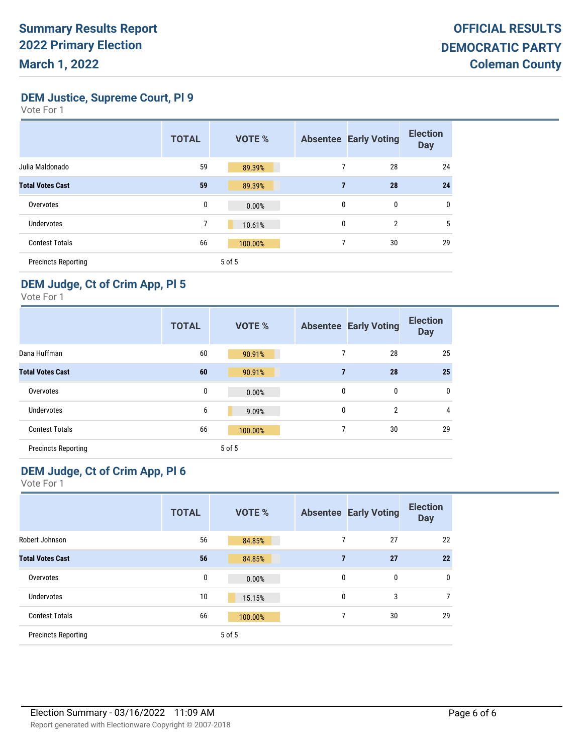# Summary Results Report
## 2022 Primary Election
## March 1, 2022

**OFFICIAL RESULTS**
**DEMOCRATIC PARTY**
**Coleman County**

### DEM Justice, Supreme Court, Pl 9

Vote For 1

| | TOTAL | VOTE % | Absentee | Early Voting | Election Day |
|---|---|---|---|---|---|
| Julia Maldonado | 59 | 89.39% | 7 | 28 | 24 |
| **Total Votes Cast** | **59** | **89.39%** | **7** | **28** | **24** |
| Overvotes | 0 | 0.00% | 0 | 0 | 0 |
| Undervotes | 7 | 10.61% | 0 | 2 | 5 |
| Contest Totals | 66 | 100.00% | 7 | 30 | 29 |
| Precincts Reporting | 5 of 5 | | | | |

### DEM Judge, Ct of Crim App, Pl 5

Vote For 1

| | TOTAL | VOTE % | Absentee | Early Voting | Election Day |
|---|---|---|---|---|---|
| Dana Huffman | 60 | 90.91% | 7 | 28 | 25 |
| **Total Votes Cast** | **60** | **90.91%** | **7** | **28** | **25** |
| Overvotes | 0 | 0.00% | 0 | 0 | 0 |
| Undervotes | 6 | 9.09% | 0 | 2 | 4 |
| Contest Totals | 66 | 100.00% | 7 | 30 | 29 |
| Precincts Reporting | 5 of 5 | | | | |

### DEM Judge, Ct of Crim App, Pl 6

Vote For 1

| | TOTAL | VOTE % | Absentee | Early Voting | Election Day |
|---|---|---|---|---|---|
| Robert Johnson | 56 | 84.85% | 7 | 27 | 22 |
| **Total Votes Cast** | **56** | **84.85%** | **7** | **27** | **22** |
| Overvotes | 0 | 0.00% | 0 | 0 | 0 |
| Undervotes | 10 | 15.15% | 0 | 3 | 7 |
| Contest Totals | 66 | 100.00% | 7 | 30 | 29 |
| Precincts Reporting | 5 of 5 | | | | |

Election Summary - 03/16/2022 11:09 AM

Report generated with Electionware Copyright © 2007-2018